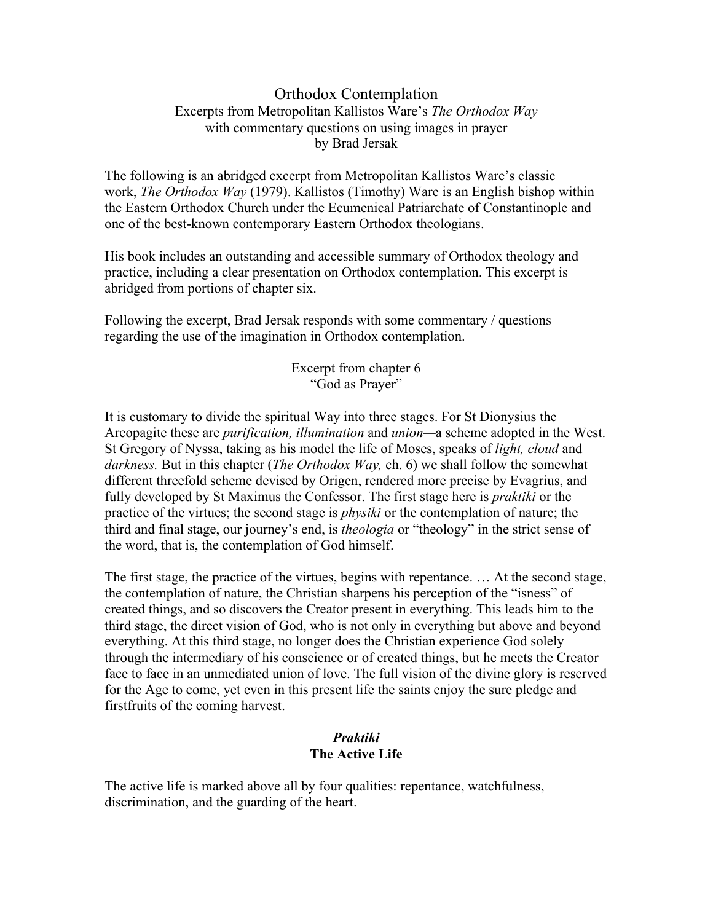# Orthodox Contemplation

Excerpts from Metropolitan Kallistos Ware's *The Orthodox Way*
with commentary questions on using images in prayer
by Brad Jersak

The following is an abridged excerpt from Metropolitan Kallistos Ware's classic work, *The Orthodox Way* (1979). Kallistos (Timothy) Ware is an English bishop within the Eastern Orthodox Church under the Ecumenical Patriarchate of Constantinople and one of the best-known contemporary Eastern Orthodox theologians.

His book includes an outstanding and accessible summary of Orthodox theology and practice, including a clear presentation on Orthodox contemplation. This excerpt is abridged from portions of chapter six.

Following the excerpt, Brad Jersak responds with some commentary / questions regarding the use of the imagination in Orthodox contemplation.

## Excerpt from chapter 6
## "God as Prayer"

It is customary to divide the spiritual Way into three stages. For St Dionysius the Areopagite these are *purification, illumination* and *union*—a scheme adopted in the West. St Gregory of Nyssa, taking as his model the life of Moses, speaks of *light, cloud* and *darkness.* But in this chapter (*The Orthodox Way,* ch. 6) we shall follow the somewhat different threefold scheme devised by Origen, rendered more precise by Evagrius, and fully developed by St Maximus the Confessor. The first stage here is *praktiki* or the practice of the virtues; the second stage is *physiki* or the contemplation of nature; the third and final stage, our journey's end, is *theologia* or "theology" in the strict sense of the word, that is, the contemplation of God himself.

The first stage, the practice of the virtues, begins with repentance. … At the second stage, the contemplation of nature, the Christian sharpens his perception of the "isness" of created things, and so discovers the Creator present in everything. This leads him to the third stage, the direct vision of God, who is not only in everything but above and beyond everything. At this third stage, no longer does the Christian experience God solely through the intermediary of his conscience or of created things, but he meets the Creator face to face in an unmediated union of love. The full vision of the divine glory is reserved for the Age to come, yet even in this present life the saints enjoy the sure pledge and firstfruits of the coming harvest.

### *Praktiki*
### The Active Life

The active life is marked above all by four qualities: repentance, watchfulness, discrimination, and the guarding of the heart.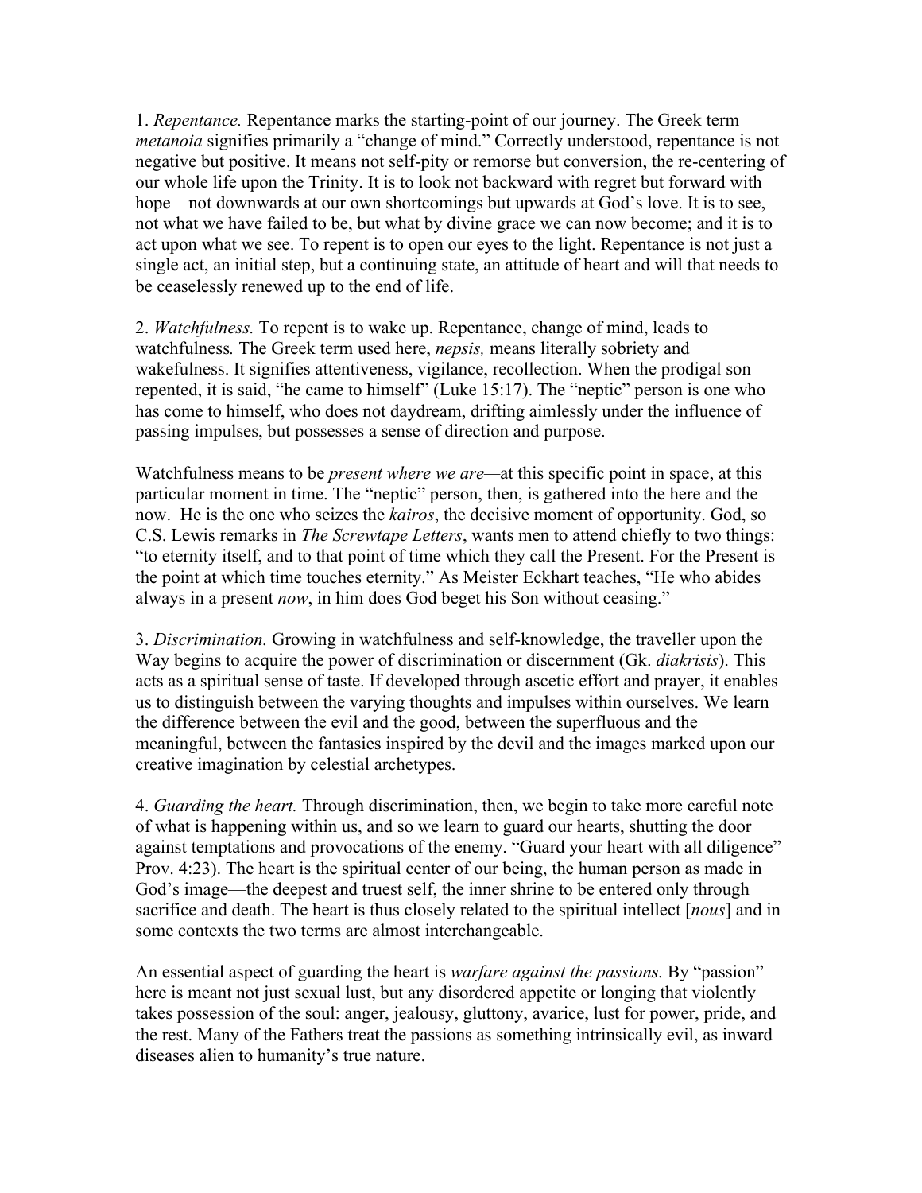1. *Repentance.* Repentance marks the starting-point of our journey. The Greek term *metanoia* signifies primarily a "change of mind." Correctly understood, repentance is not negative but positive. It means not self-pity or remorse but conversion, the re-centering of our whole life upon the Trinity. It is to look not backward with regret but forward with hope—not downwards at our own shortcomings but upwards at God's love. It is to see, not what we have failed to be, but what by divine grace we can now become; and it is to act upon what we see. To repent is to open our eyes to the light. Repentance is not just a single act, an initial step, but a continuing state, an attitude of heart and will that needs to be ceaselessly renewed up to the end of life.

2. *Watchfulness.* To repent is to wake up. Repentance, change of mind, leads to watchfulness*.* The Greek term used here, *nepsis,* means literally sobriety and wakefulness. It signifies attentiveness, vigilance, recollection. When the prodigal son repented, it is said, "he came to himself" (Luke 15:17). The "neptic" person is one who has come to himself, who does not daydream, drifting aimlessly under the influence of passing impulses, but possesses a sense of direction and purpose.

Watchfulness means to be *present where we are*—at this specific point in space, at this particular moment in time. The "neptic" person, then, is gathered into the here and the now. He is the one who seizes the *kairos*, the decisive moment of opportunity. God, so C.S. Lewis remarks in *The Screwtape Letters*, wants men to attend chiefly to two things: "to eternity itself, and to that point of time which they call the Present. For the Present is the point at which time touches eternity." As Meister Eckhart teaches, "He who abides always in a present *now*, in him does God beget his Son without ceasing."

3. *Discrimination.* Growing in watchfulness and self-knowledge, the traveller upon the Way begins to acquire the power of discrimination or discernment (Gk. *diakrisis*). This acts as a spiritual sense of taste. If developed through ascetic effort and prayer, it enables us to distinguish between the varying thoughts and impulses within ourselves. We learn the difference between the evil and the good, between the superfluous and the meaningful, between the fantasies inspired by the devil and the images marked upon our creative imagination by celestial archetypes.

4. *Guarding the heart.* Through discrimination, then, we begin to take more careful note of what is happening within us, and so we learn to guard our hearts, shutting the door against temptations and provocations of the enemy. "Guard your heart with all diligence" Prov. 4:23). The heart is the spiritual center of our being, the human person as made in God's image—the deepest and truest self, the inner shrine to be entered only through sacrifice and death. The heart is thus closely related to the spiritual intellect [*nous*] and in some contexts the two terms are almost interchangeable.

An essential aspect of guarding the heart is *warfare against the passions.* By "passion" here is meant not just sexual lust, but any disordered appetite or longing that violently takes possession of the soul: anger, jealousy, gluttony, avarice, lust for power, pride, and the rest. Many of the Fathers treat the passions as something intrinsically evil, as inward diseases alien to humanity's true nature.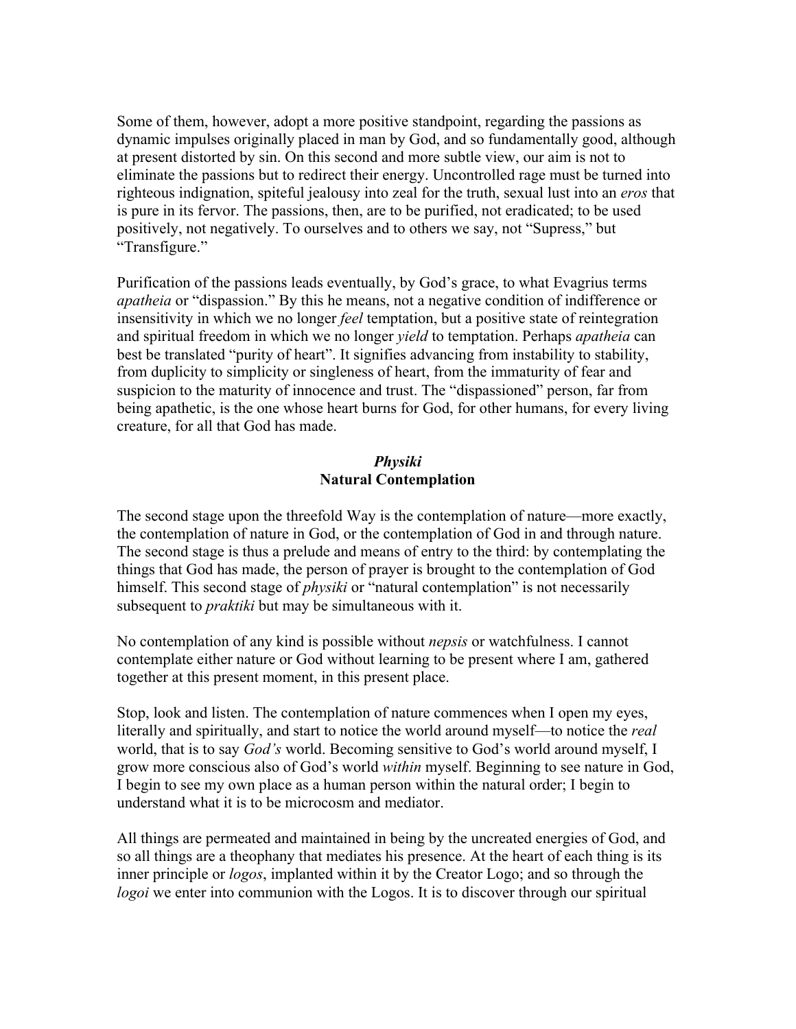Some of them, however, adopt a more positive standpoint, regarding the passions as dynamic impulses originally placed in man by God, and so fundamentally good, although at present distorted by sin. On this second and more subtle view, our aim is not to eliminate the passions but to redirect their energy. Uncontrolled rage must be turned into righteous indignation, spiteful jealousy into zeal for the truth, sexual lust into an *eros* that is pure in its fervor. The passions, then, are to be purified, not eradicated; to be used positively, not negatively. To ourselves and to others we say, not "Supress," but "Transfigure."

Purification of the passions leads eventually, by God's grace, to what Evagrius terms *apatheia* or "dispassion." By this he means, not a negative condition of indifference or insensitivity in which we no longer *feel* temptation, but a positive state of reintegration and spiritual freedom in which we no longer *yield* to temptation. Perhaps *apatheia* can best be translated "purity of heart". It signifies advancing from instability to stability, from duplicity to simplicity or singleness of heart, from the immaturity of fear and suspicion to the maturity of innocence and trust. The "dispassioned" person, far from being apathetic, is the one whose heart burns for God, for other humans, for every living creature, for all that God has made.

### *Physiki*
### Natural Contemplation

The second stage upon the threefold Way is the contemplation of nature—more exactly, the contemplation of nature in God, or the contemplation of God in and through nature. The second stage is thus a prelude and means of entry to the third: by contemplating the things that God has made, the person of prayer is brought to the contemplation of God himself. This second stage of *physiki* or "natural contemplation" is not necessarily subsequent to *praktiki* but may be simultaneous with it.

No contemplation of any kind is possible without *nepsis* or watchfulness. I cannot contemplate either nature or God without learning to be present where I am, gathered together at this present moment, in this present place.

Stop, look and listen. The contemplation of nature commences when I open my eyes, literally and spiritually, and start to notice the world around myself—to notice the *real* world, that is to say *God's* world. Becoming sensitive to God's world around myself, I grow more conscious also of God's world *within* myself. Beginning to see nature in God, I begin to see my own place as a human person within the natural order; I begin to understand what it is to be microcosm and mediator.

All things are permeated and maintained in being by the uncreated energies of God, and so all things are a theophany that mediates his presence. At the heart of each thing is its inner principle or *logos*, implanted within it by the Creator Logo; and so through the *logoi* we enter into communion with the Logos. It is to discover through our spiritual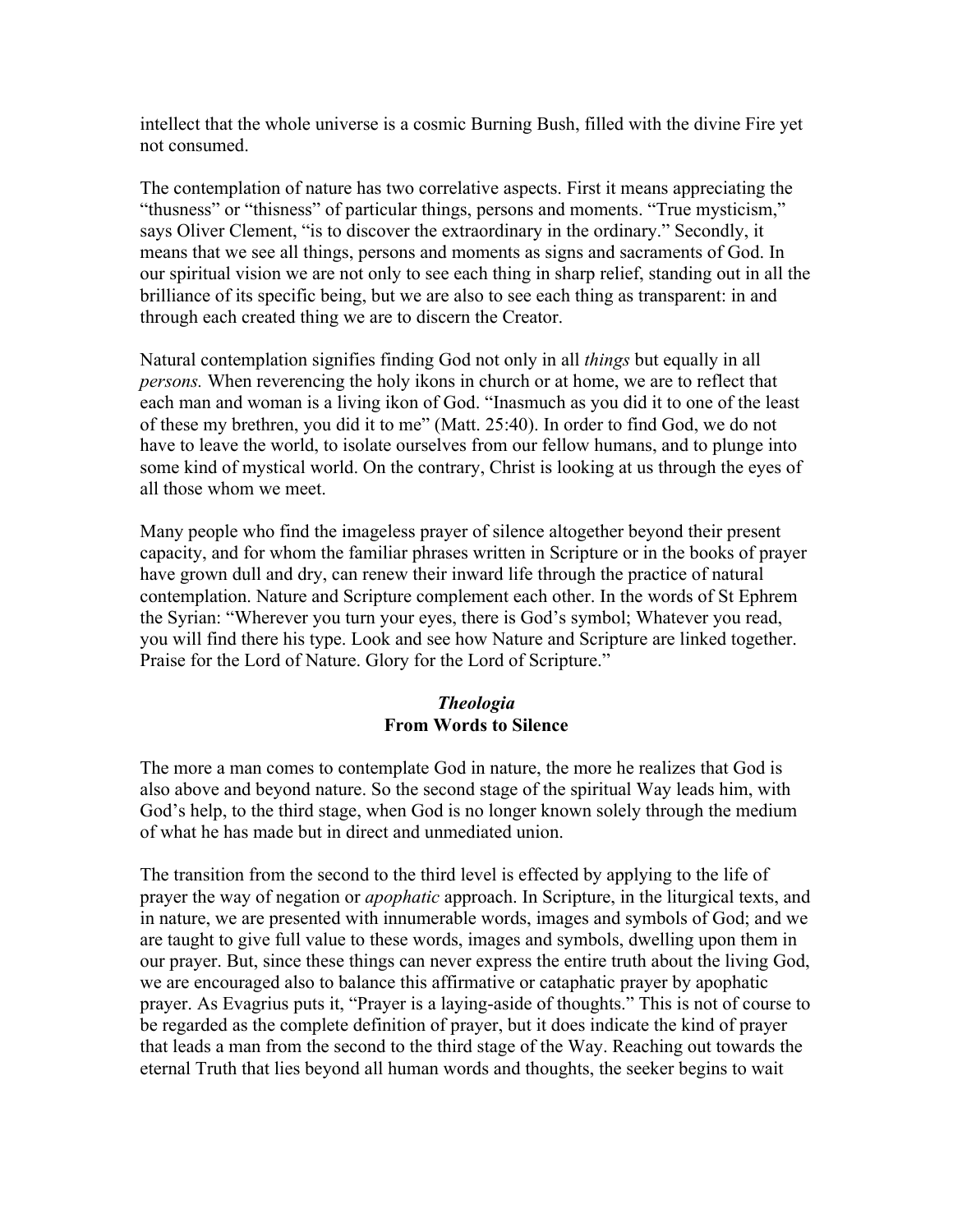intellect that the whole universe is a cosmic Burning Bush, filled with the divine Fire yet not consumed.

The contemplation of nature has two correlative aspects. First it means appreciating the "thusness" or "thisness" of particular things, persons and moments. "True mysticism," says Oliver Clement, "is to discover the extraordinary in the ordinary." Secondly, it means that we see all things, persons and moments as signs and sacraments of God. In our spiritual vision we are not only to see each thing in sharp relief, standing out in all the brilliance of its specific being, but we are also to see each thing as transparent: in and through each created thing we are to discern the Creator.

Natural contemplation signifies finding God not only in all *things* but equally in all *persons.* When reverencing the holy ikons in church or at home, we are to reflect that each man and woman is a living ikon of God. "Inasmuch as you did it to one of the least of these my brethren, you did it to me" (Matt. 25:40). In order to find God, we do not have to leave the world, to isolate ourselves from our fellow humans, and to plunge into some kind of mystical world. On the contrary, Christ is looking at us through the eyes of all those whom we meet.

Many people who find the imageless prayer of silence altogether beyond their present capacity, and for whom the familiar phrases written in Scripture or in the books of prayer have grown dull and dry, can renew their inward life through the practice of natural contemplation. Nature and Scripture complement each other. In the words of St Ephrem the Syrian: "Wherever you turn your eyes, there is God's symbol; Whatever you read, you will find there his type. Look and see how Nature and Scripture are linked together. Praise for the Lord of Nature. Glory for the Lord of Scripture."

## *Theologia*
## From Words to Silence

The more a man comes to contemplate God in nature, the more he realizes that God is also above and beyond nature. So the second stage of the spiritual Way leads him, with God's help, to the third stage, when God is no longer known solely through the medium of what he has made but in direct and unmediated union.

The transition from the second to the third level is effected by applying to the life of prayer the way of negation or *apophatic* approach. In Scripture, in the liturgical texts, and in nature, we are presented with innumerable words, images and symbols of God; and we are taught to give full value to these words, images and symbols, dwelling upon them in our prayer. But, since these things can never express the entire truth about the living God, we are encouraged also to balance this affirmative or cataphatic prayer by apophatic prayer. As Evagrius puts it, "Prayer is a laying-aside of thoughts." This is not of course to be regarded as the complete definition of prayer, but it does indicate the kind of prayer that leads a man from the second to the third stage of the Way. Reaching out towards the eternal Truth that lies beyond all human words and thoughts, the seeker begins to wait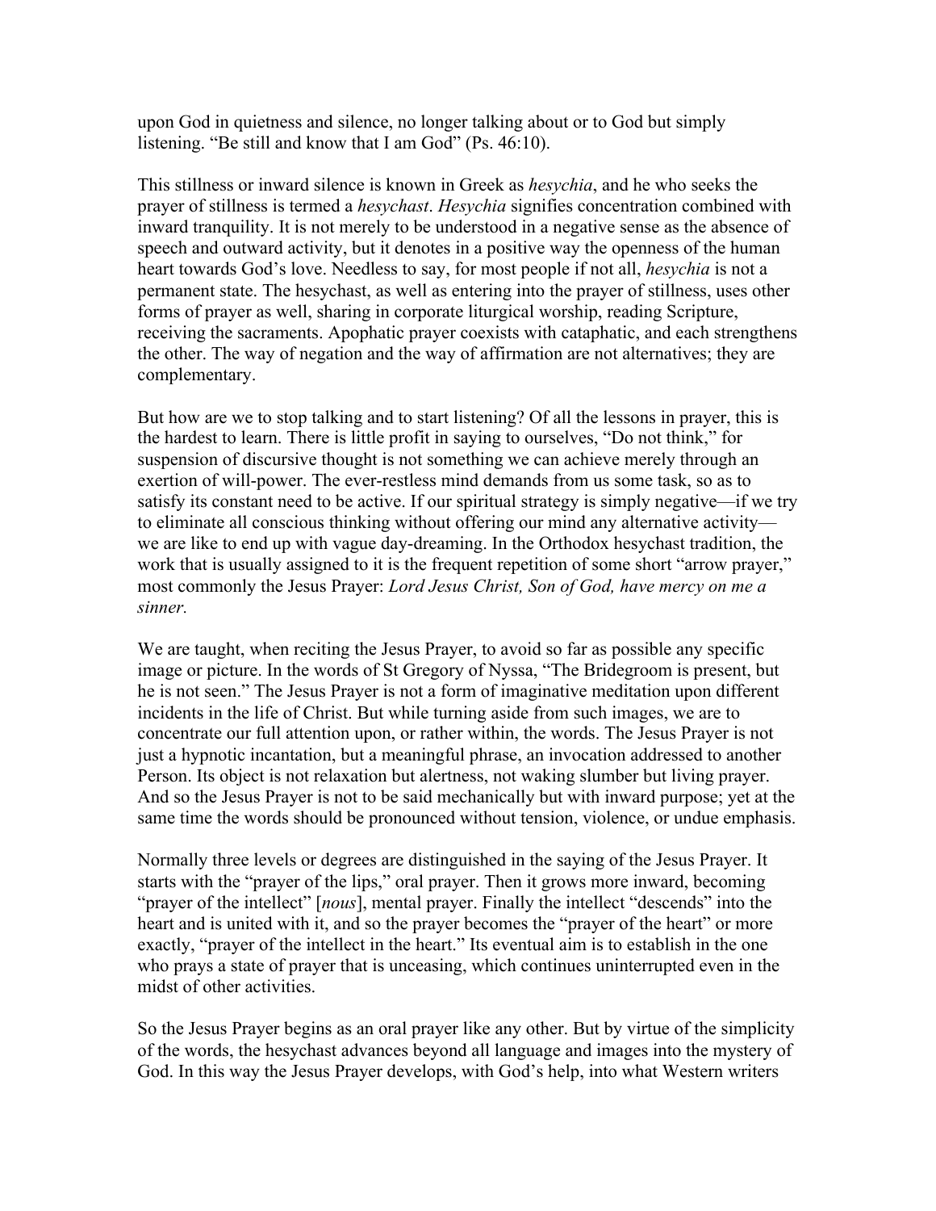upon God in quietness and silence, no longer talking about or to God but simply listening. "Be still and know that I am God" (Ps. 46:10).

This stillness or inward silence is known in Greek as *hesychia*, and he who seeks the prayer of stillness is termed a *hesychast*. *Hesychia* signifies concentration combined with inward tranquility. It is not merely to be understood in a negative sense as the absence of speech and outward activity, but it denotes in a positive way the openness of the human heart towards God's love. Needless to say, for most people if not all, *hesychia* is not a permanent state. The hesychast, as well as entering into the prayer of stillness, uses other forms of prayer as well, sharing in corporate liturgical worship, reading Scripture, receiving the sacraments. Apophatic prayer coexists with cataphatic, and each strengthens the other. The way of negation and the way of affirmation are not alternatives; they are complementary.

But how are we to stop talking and to start listening? Of all the lessons in prayer, this is the hardest to learn. There is little profit in saying to ourselves, "Do not think," for suspension of discursive thought is not something we can achieve merely through an exertion of will-power. The ever-restless mind demands from us some task, so as to satisfy its constant need to be active. If our spiritual strategy is simply negative—if we try to eliminate all conscious thinking without offering our mind any alternative activity—we are like to end up with vague day-dreaming. In the Orthodox hesychast tradition, the work that is usually assigned to it is the frequent repetition of some short "arrow prayer," most commonly the Jesus Prayer: *Lord Jesus Christ, Son of God, have mercy on me a sinner.*

We are taught, when reciting the Jesus Prayer, to avoid so far as possible any specific image or picture. In the words of St Gregory of Nyssa, "The Bridegroom is present, but he is not seen." The Jesus Prayer is not a form of imaginative meditation upon different incidents in the life of Christ. But while turning aside from such images, we are to concentrate our full attention upon, or rather within, the words. The Jesus Prayer is not just a hypnotic incantation, but a meaningful phrase, an invocation addressed to another Person. Its object is not relaxation but alertness, not waking slumber but living prayer. And so the Jesus Prayer is not to be said mechanically but with inward purpose; yet at the same time the words should be pronounced without tension, violence, or undue emphasis.

Normally three levels or degrees are distinguished in the saying of the Jesus Prayer. It starts with the "prayer of the lips," oral prayer. Then it grows more inward, becoming "prayer of the intellect" [*nous*], mental prayer. Finally the intellect "descends" into the heart and is united with it, and so the prayer becomes the "prayer of the heart" or more exactly, "prayer of the intellect in the heart." Its eventual aim is to establish in the one who prays a state of prayer that is unceasing, which continues uninterrupted even in the midst of other activities.

So the Jesus Prayer begins as an oral prayer like any other. But by virtue of the simplicity of the words, the hesychast advances beyond all language and images into the mystery of God. In this way the Jesus Prayer develops, with God's help, into what Western writers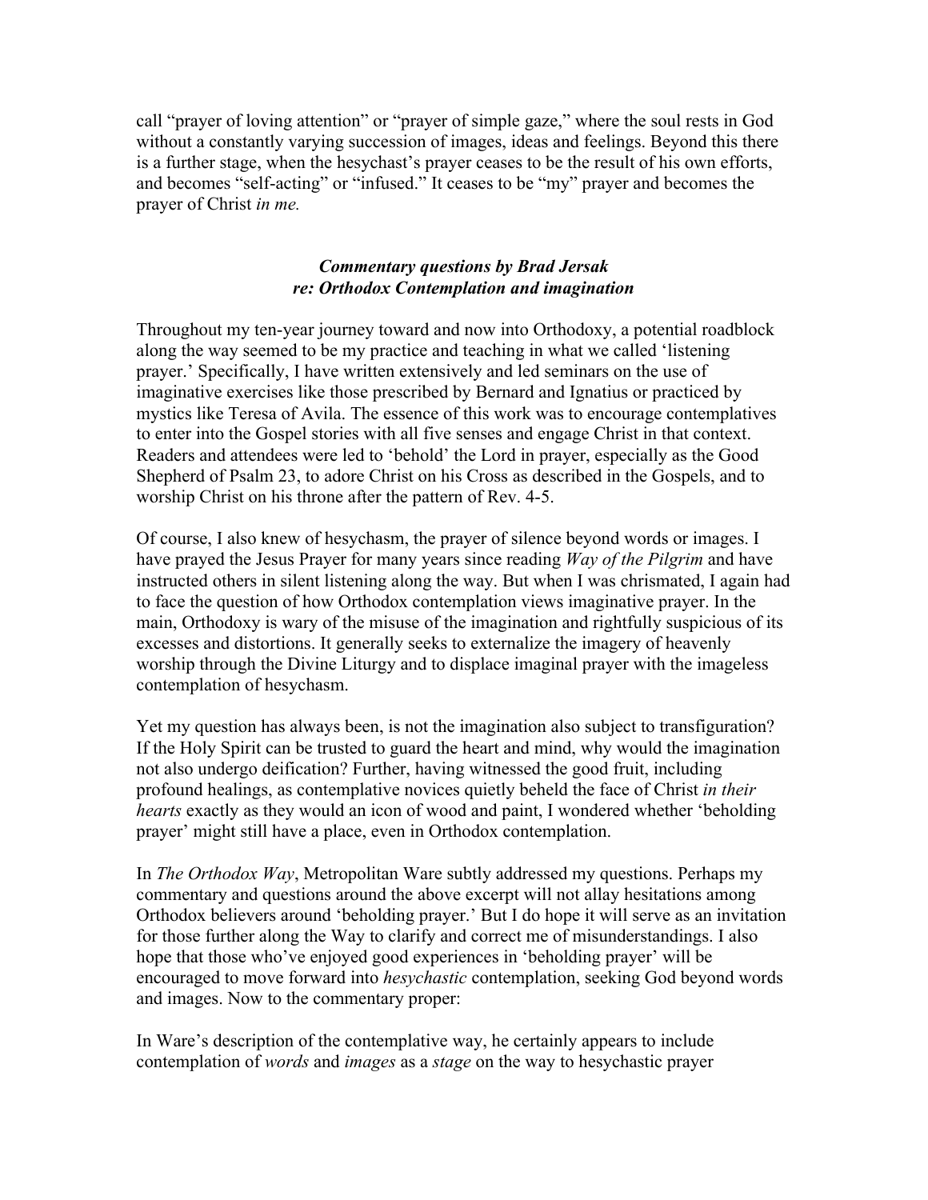call "prayer of loving attention" or "prayer of simple gaze," where the soul rests in God without a constantly varying succession of images, ideas and feelings. Beyond this there is a further stage, when the hesychast's prayer ceases to be the result of his own efforts, and becomes "self-acting" or "infused." It ceases to be "my" prayer and becomes the prayer of Christ *in me.*

### *Commentary questions by Brad Jersak re: Orthodox Contemplation and imagination*

Throughout my ten-year journey toward and now into Orthodoxy, a potential roadblock along the way seemed to be my practice and teaching in what we called 'listening prayer.' Specifically, I have written extensively and led seminars on the use of imaginative exercises like those prescribed by Bernard and Ignatius or practiced by mystics like Teresa of Avila. The essence of this work was to encourage contemplatives to enter into the Gospel stories with all five senses and engage Christ in that context. Readers and attendees were led to 'behold' the Lord in prayer, especially as the Good Shepherd of Psalm 23, to adore Christ on his Cross as described in the Gospels, and to worship Christ on his throne after the pattern of Rev. 4-5.

Of course, I also knew of hesychasm, the prayer of silence beyond words or images. I have prayed the Jesus Prayer for many years since reading *Way of the Pilgrim* and have instructed others in silent listening along the way. But when I was chrismated, I again had to face the question of how Orthodox contemplation views imaginative prayer. In the main, Orthodoxy is wary of the misuse of the imagination and rightfully suspicious of its excesses and distortions. It generally seeks to externalize the imagery of heavenly worship through the Divine Liturgy and to displace imaginal prayer with the imageless contemplation of hesychasm.

Yet my question has always been, is not the imagination also subject to transfiguration? If the Holy Spirit can be trusted to guard the heart and mind, why would the imagination not also undergo deification? Further, having witnessed the good fruit, including profound healings, as contemplative novices quietly beheld the face of Christ *in their hearts* exactly as they would an icon of wood and paint, I wondered whether 'beholding prayer' might still have a place, even in Orthodox contemplation.

In *The Orthodox Way*, Metropolitan Ware subtly addressed my questions. Perhaps my commentary and questions around the above excerpt will not allay hesitations among Orthodox believers around 'beholding prayer.' But I do hope it will serve as an invitation for those further along the Way to clarify and correct me of misunderstandings. I also hope that those who've enjoyed good experiences in 'beholding prayer' will be encouraged to move forward into *hesychastic* contemplation, seeking God beyond words and images. Now to the commentary proper:

In Ware's description of the contemplative way, he certainly appears to include contemplation of *words* and *images* as a *stage* on the way to hesychastic prayer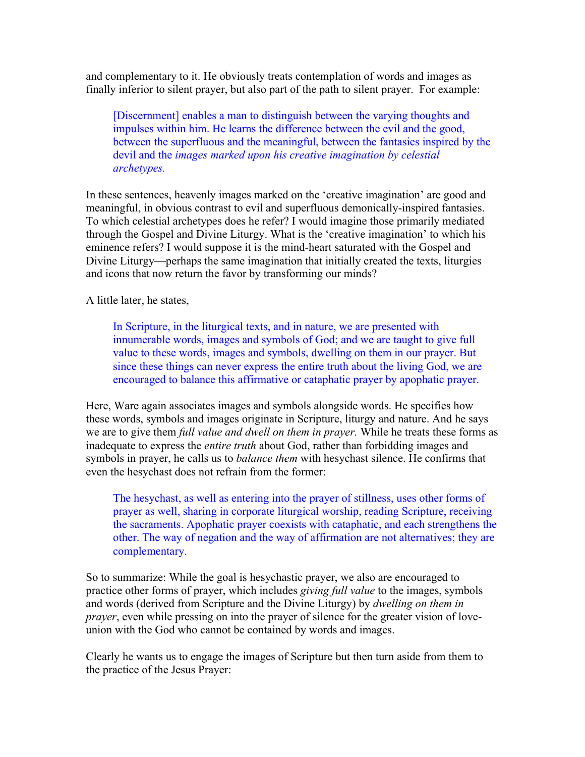and complementary to it. He obviously treats contemplation of words and images as finally inferior to silent prayer, but also part of the path to silent prayer. For example:

> [Discernment] enables a man to distinguish between the varying thoughts and impulses within him. He learns the difference between the evil and the good, between the superfluous and the meaningful, between the fantasies inspired by the devil and the *images marked upon his creative imagination by celestial archetypes.*

In these sentences, heavenly images marked on the 'creative imagination' are good and meaningful, in obvious contrast to evil and superfluous demonically-inspired fantasies. To which celestial archetypes does he refer? I would imagine those primarily mediated through the Gospel and Divine Liturgy. What is the 'creative imagination' to which his eminence refers? I would suppose it is the mind-heart saturated with the Gospel and Divine Liturgy—perhaps the same imagination that initially created the texts, liturgies and icons that now return the favor by transforming our minds?

A little later, he states,

> In Scripture, in the liturgical texts, and in nature, we are presented with innumerable words, images and symbols of God; and we are taught to give full value to these words, images and symbols, dwelling on them in our prayer. But since these things can never express the entire truth about the living God, we are encouraged to balance this affirmative or cataphatic prayer by apophatic prayer.

Here, Ware again associates images and symbols alongside words. He specifies how these words, symbols and images originate in Scripture, liturgy and nature. And he says we are to give them *full value and dwell on them in prayer.* While he treats these forms as inadequate to express the *entire truth* about God, rather than forbidding images and symbols in prayer, he calls us to *balance them* with hesychast silence. He confirms that even the hesychast does not refrain from the former:

> The hesychast, as well as entering into the prayer of stillness, uses other forms of prayer as well, sharing in corporate liturgical worship, reading Scripture, receiving the sacraments. Apophatic prayer coexists with cataphatic, and each strengthens the other. The way of negation and the way of affirmation are not alternatives; they are complementary.

So to summarize: While the goal is hesychastic prayer, we also are encouraged to practice other forms of prayer, which includes *giving full value* to the images, symbols and words (derived from Scripture and the Divine Liturgy) by *dwelling on them in prayer*, even while pressing on into the prayer of silence for the greater vision of love-union with the God who cannot be contained by words and images.

Clearly he wants us to engage the images of Scripture but then turn aside from them to the practice of the Jesus Prayer: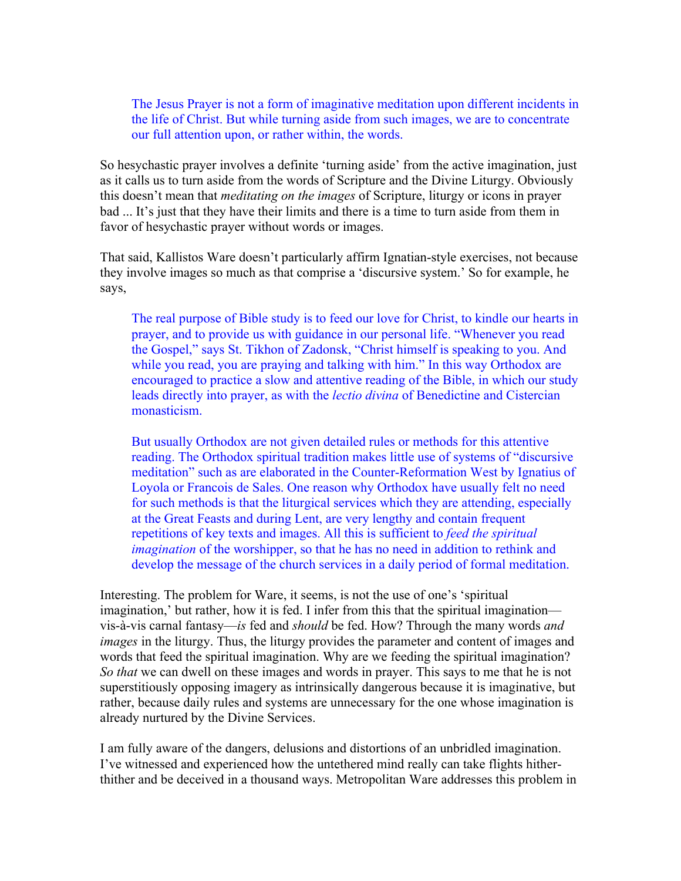> The Jesus Prayer is not a form of imaginative meditation upon different incidents in the life of Christ. But while turning aside from such images, we are to concentrate our full attention upon, or rather within, the words.

So hesychastic prayer involves a definite 'turning aside' from the active imagination, just as it calls us to turn aside from the words of Scripture and the Divine Liturgy. Obviously this doesn't mean that *meditating on the images* of Scripture, liturgy or icons in prayer bad ... It's just that they have their limits and there is a time to turn aside from them in favor of hesychastic prayer without words or images.

That said, Kallistos Ware doesn't particularly affirm Ignatian-style exercises, not because they involve images so much as that comprise a 'discursive system.' So for example, he says,

> The real purpose of Bible study is to feed our love for Christ, to kindle our hearts in prayer, and to provide us with guidance in our personal life. "Whenever you read the Gospel," says St. Tikhon of Zadonsk, "Christ himself is speaking to you. And while you read, you are praying and talking with him." In this way Orthodox are encouraged to practice a slow and attentive reading of the Bible, in which our study leads directly into prayer, as with the *lectio divina* of Benedictine and Cistercian monasticism.
>
> But usually Orthodox are not given detailed rules or methods for this attentive reading. The Orthodox spiritual tradition makes little use of systems of "discursive meditation" such as are elaborated in the Counter-Reformation West by Ignatius of Loyola or Francois de Sales. One reason why Orthodox have usually felt no need for such methods is that the liturgical services which they are attending, especially at the Great Feasts and during Lent, are very lengthy and contain frequent repetitions of key texts and images. All this is sufficient to *feed the spiritual imagination* of the worshipper, so that he has no need in addition to rethink and develop the message of the church services in a daily period of formal meditation.

Interesting. The problem for Ware, it seems, is not the use of one's 'spiritual imagination,' but rather, how it is fed. I infer from this that the spiritual imagination—vis-à-vis carnal fantasy—*is* fed and *should* be fed. How? Through the many words *and images* in the liturgy. Thus, the liturgy provides the parameter and content of images and words that feed the spiritual imagination. Why are we feeding the spiritual imagination? *So that* we can dwell on these images and words in prayer. This says to me that he is not superstitiously opposing imagery as intrinsically dangerous because it is imaginative, but rather, because daily rules and systems are unnecessary for the one whose imagination is already nurtured by the Divine Services.

I am fully aware of the dangers, delusions and distortions of an unbridled imagination. I've witnessed and experienced how the untethered mind really can take flights hither-thither and be deceived in a thousand ways. Metropolitan Ware addresses this problem in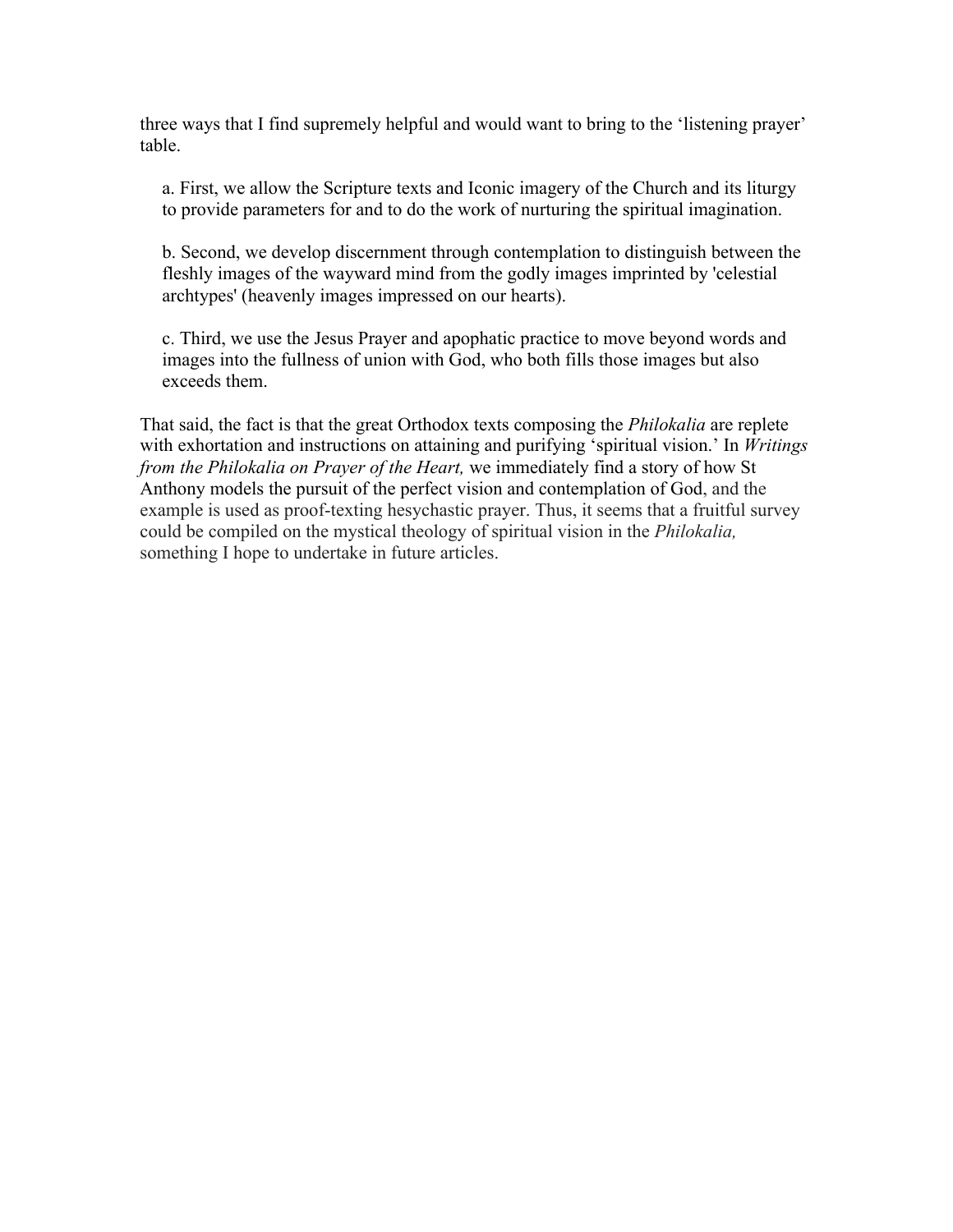three ways that I find supremely helpful and would want to bring to the 'listening prayer' table.

> a. First, we allow the Scripture texts and Iconic imagery of the Church and its liturgy to provide parameters for and to do the work of nurturing the spiritual imagination.
>
> b. Second, we develop discernment through contemplation to distinguish between the fleshly images of the wayward mind from the godly images imprinted by 'celestial archtypes' (heavenly images impressed on our hearts).
>
> c. Third, we use the Jesus Prayer and apophatic practice to move beyond words and images into the fullness of union with God, who both fills those images but also exceeds them.

That said, the fact is that the great Orthodox texts composing the *Philokalia* are replete with exhortation and instructions on attaining and purifying 'spiritual vision.' In *Writings from the Philokalia on Prayer of the Heart,* we immediately find a story of how St Anthony models the pursuit of the perfect vision and contemplation of God, and the example is used as proof-texting hesychastic prayer. Thus, it seems that a fruitful survey could be compiled on the mystical theology of spiritual vision in the *Philokalia,* something I hope to undertake in future articles.